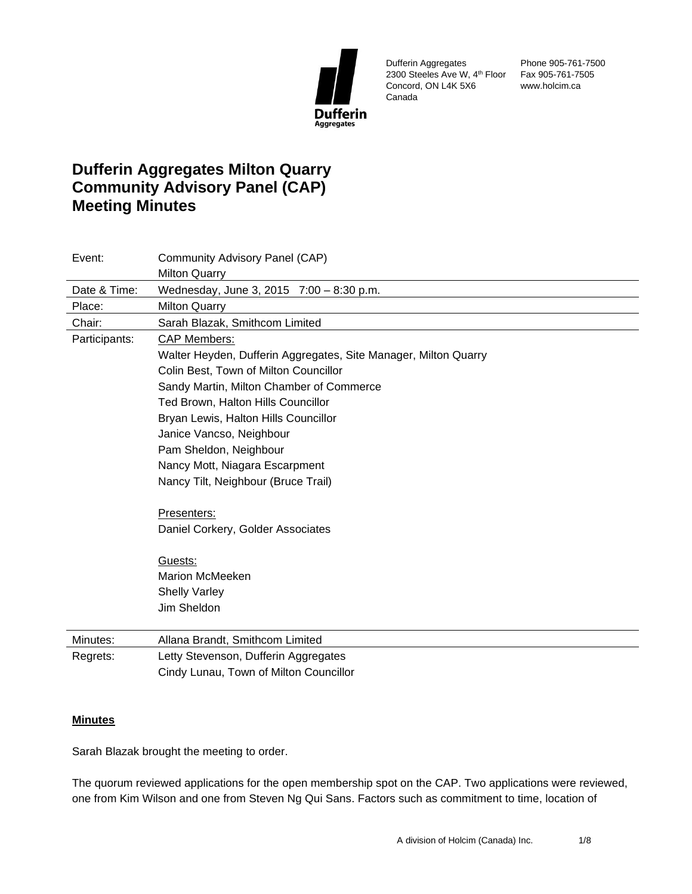Dufferin Aggregates
2300 Steeles Ave W, 4th Floor
Concord, ON L4K 5X6
Canada

Phone 905-761-7500
Fax 905-761-7505
www.holcim.ca

# Dufferin Aggregates Milton Quarry Community Advisory Panel (CAP) Meeting Minutes

| | |
|---|---|
| Event: | Community Advisory Panel (CAP)<br>Milton Quarry |
| Date & Time: | Wednesday, June 3, 2015 7:00 – 8:30 p.m. |
| Place: | Milton Quarry |
| Chair: | Sarah Blazak, Smithcom Limited |
| Participants: | CAP Members:<br>Walter Heyden, Dufferin Aggregates, Site Manager, Milton Quarry<br>Colin Best, Town of Milton Councillor<br>Sandy Martin, Milton Chamber of Commerce<br>Ted Brown, Halton Hills Councillor<br>Bryan Lewis, Halton Hills Councillor<br>Janice Vancso, Neighbour<br>Pam Sheldon, Neighbour<br>Nancy Mott, Niagara Escarpment<br>Nancy Tilt, Neighbour (Bruce Trail)<br><br>Presenters:<br>Daniel Corkery, Golder Associates<br><br>Guests:<br>Marion McMeeken<br>Shelly Varley<br>Jim Sheldon |
| Minutes: | Allana Brandt, Smithcom Limited |
| Regrets: | Letty Stevenson, Dufferin Aggregates<br>Cindy Lunau, Town of Milton Councillor |

**Minutes**

Sarah Blazak brought the meeting to order.

The quorum reviewed applications for the open membership spot on the CAP. Two applications were reviewed, one from Kim Wilson and one from Steven Ng Qui Sans. Factors such as commitment to time, location of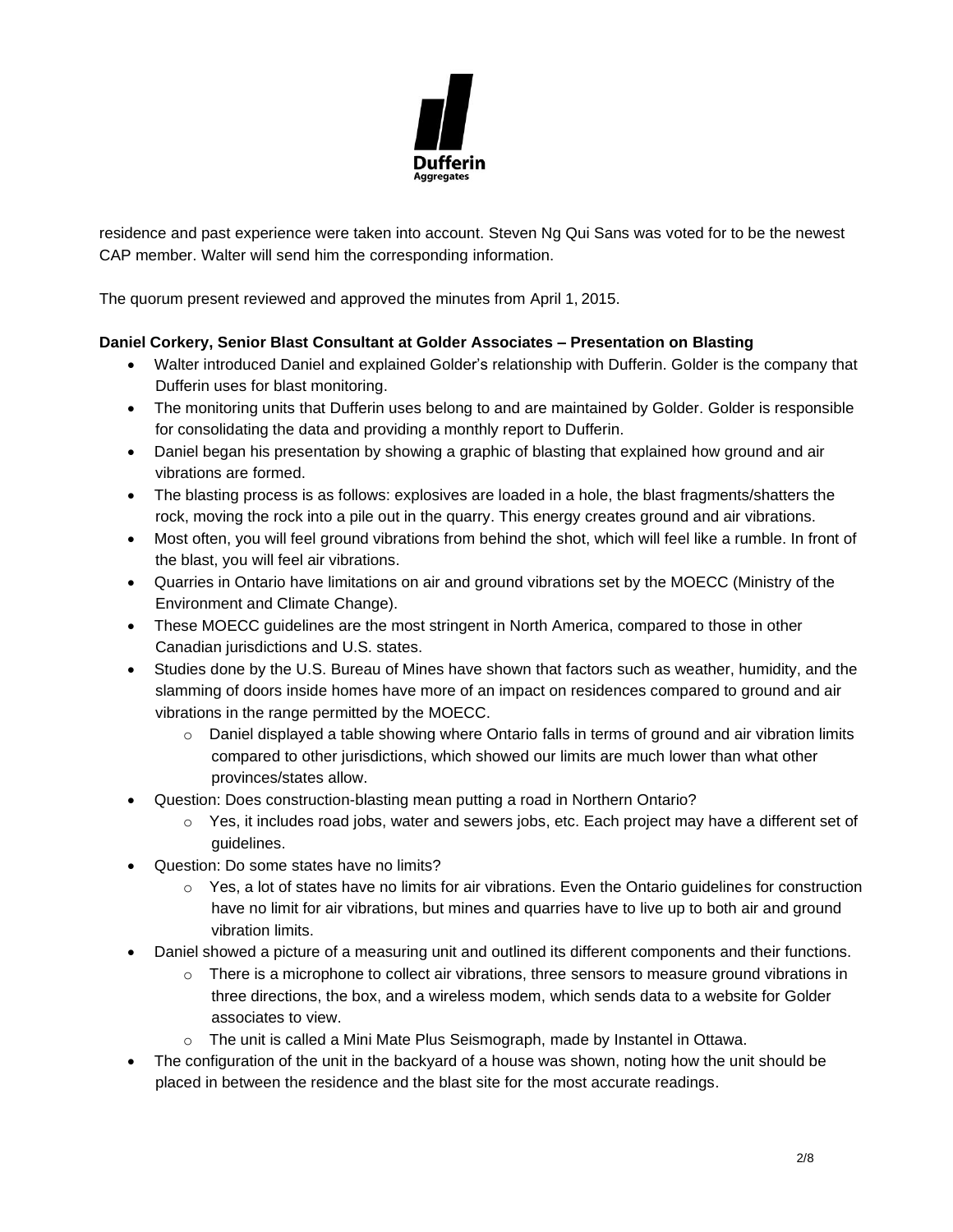residence and past experience were taken into account. Steven Ng Qui Sans was voted for to be the newest CAP member. Walter will send him the corresponding information.

The quorum present reviewed and approved the minutes from April 1, 2015.

**Daniel Corkery, Senior Blast Consultant at Golder Associates – Presentation on Blasting**

- Walter introduced Daniel and explained Golder's relationship with Dufferin. Golder is the company that Dufferin uses for blast monitoring.
- The monitoring units that Dufferin uses belong to and are maintained by Golder. Golder is responsible for consolidating the data and providing a monthly report to Dufferin.
- Daniel began his presentation by showing a graphic of blasting that explained how ground and air vibrations are formed.
- The blasting process is as follows: explosives are loaded in a hole, the blast fragments/shatters the rock, moving the rock into a pile out in the quarry. This energy creates ground and air vibrations.
- Most often, you will feel ground vibrations from behind the shot, which will feel like a rumble. In front of the blast, you will feel air vibrations.
- Quarries in Ontario have limitations on air and ground vibrations set by the MOECC (Ministry of the Environment and Climate Change).
- These MOECC guidelines are the most stringent in North America, compared to those in other Canadian jurisdictions and U.S. states.
- Studies done by the U.S. Bureau of Mines have shown that factors such as weather, humidity, and the slamming of doors inside homes have more of an impact on residences compared to ground and air vibrations in the range permitted by the MOECC.
  - Daniel displayed a table showing where Ontario falls in terms of ground and air vibration limits compared to other jurisdictions, which showed our limits are much lower than what other provinces/states allow.
- Question: Does construction-blasting mean putting a road in Northern Ontario?
  - Yes, it includes road jobs, water and sewers jobs, etc. Each project may have a different set of guidelines.
- Question: Do some states have no limits?
  - Yes, a lot of states have no limits for air vibrations. Even the Ontario guidelines for construction have no limit for air vibrations, but mines and quarries have to live up to both air and ground vibration limits.
- Daniel showed a picture of a measuring unit and outlined its different components and their functions.
  - There is a microphone to collect air vibrations, three sensors to measure ground vibrations in three directions, the box, and a wireless modem, which sends data to a website for Golder associates to view.
  - The unit is called a Mini Mate Plus Seismograph, made by Instantel in Ottawa.
- The configuration of the unit in the backyard of a house was shown, noting how the unit should be placed in between the residence and the blast site for the most accurate readings.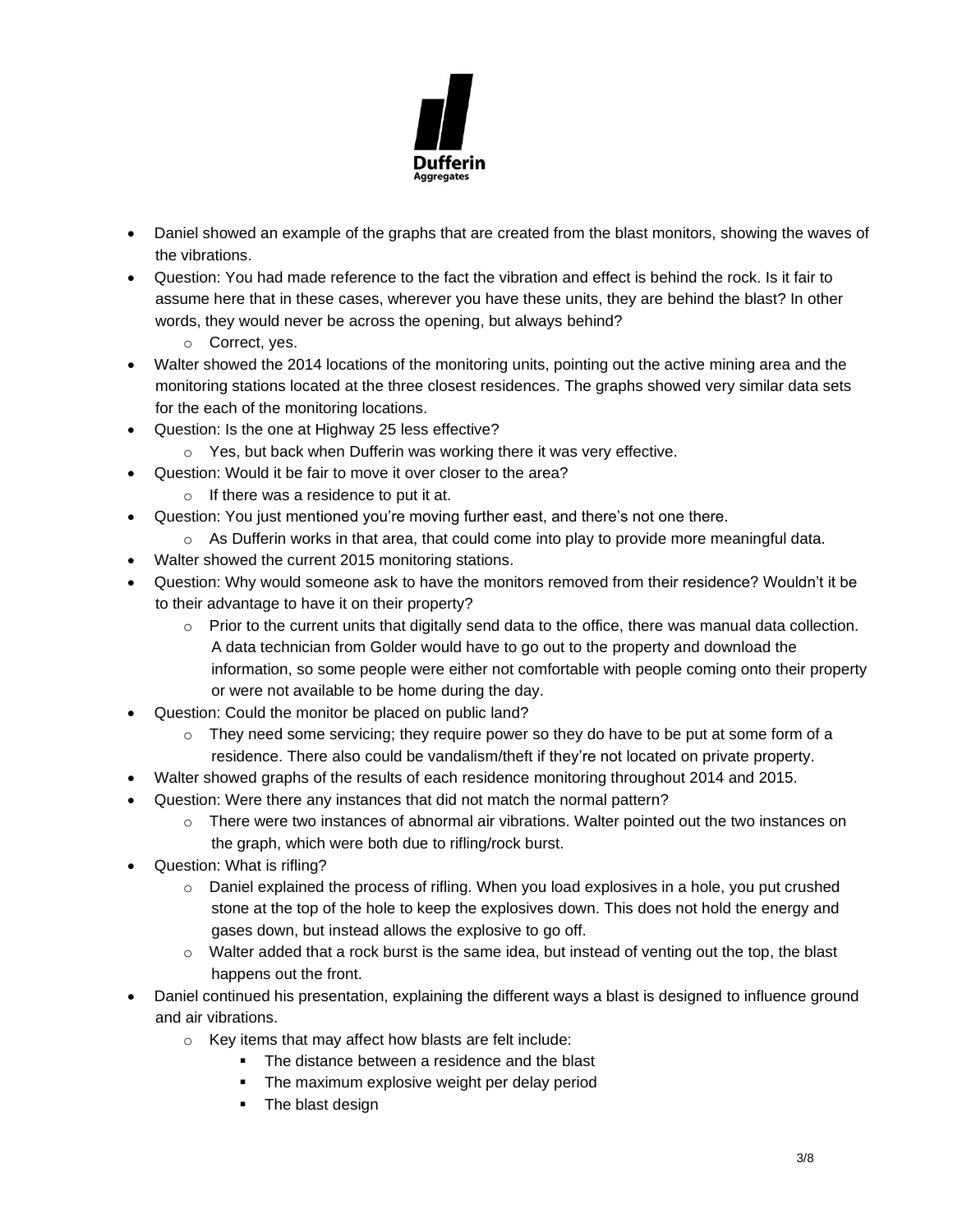- Daniel showed an example of the graphs that are created from the blast monitors, showing the waves of the vibrations.
- Question: You had made reference to the fact the vibration and effect is behind the rock. Is it fair to assume here that in these cases, wherever you have these units, they are behind the blast? In other words, they would never be across the opening, but always behind?
  - Correct, yes.
- Walter showed the 2014 locations of the monitoring units, pointing out the active mining area and the monitoring stations located at the three closest residences. The graphs showed very similar data sets for the each of the monitoring locations.
- Question: Is the one at Highway 25 less effective?
  - Yes, but back when Dufferin was working there it was very effective.
- Question: Would it be fair to move it over closer to the area?
  - If there was a residence to put it at.
- Question: You just mentioned you're moving further east, and there's not one there.
  - As Dufferin works in that area, that could come into play to provide more meaningful data.
- Walter showed the current 2015 monitoring stations.
- Question: Why would someone ask to have the monitors removed from their residence? Wouldn't it be to their advantage to have it on their property?
  - Prior to the current units that digitally send data to the office, there was manual data collection. A data technician from Golder would have to go out to the property and download the information, so some people were either not comfortable with people coming onto their property or were not available to be home during the day.
- Question: Could the monitor be placed on public land?
  - They need some servicing; they require power so they do have to be put at some form of a residence. There also could be vandalism/theft if they're not located on private property.
- Walter showed graphs of the results of each residence monitoring throughout 2014 and 2015.
- Question: Were there any instances that did not match the normal pattern?
  - There were two instances of abnormal air vibrations. Walter pointed out the two instances on the graph, which were both due to rifling/rock burst.
- Question: What is rifling?
  - Daniel explained the process of rifling. When you load explosives in a hole, you put crushed stone at the top of the hole to keep the explosives down. This does not hold the energy and gases down, but instead allows the explosive to go off.
  - Walter added that a rock burst is the same idea, but instead of venting out the top, the blast happens out the front.
- Daniel continued his presentation, explaining the different ways a blast is designed to influence ground and air vibrations.
  - Key items that may affect how blasts are felt include:
    - The distance between a residence and the blast
    - The maximum explosive weight per delay period
    - The blast design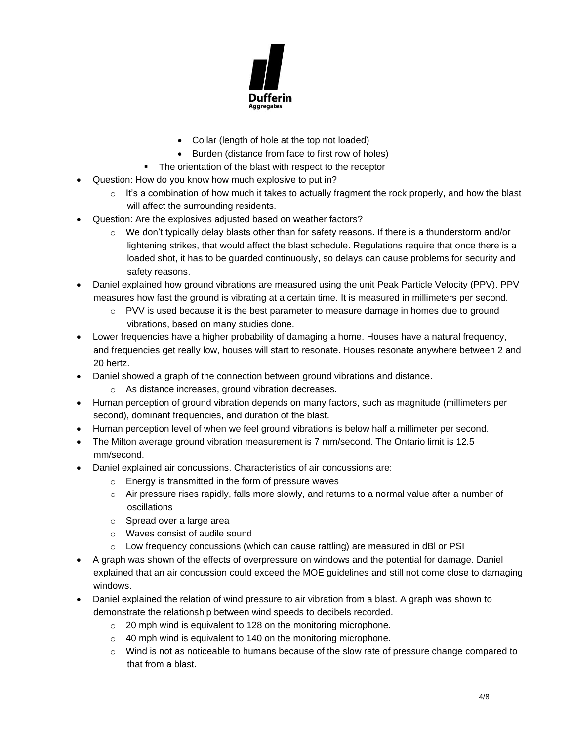- Collar (length of hole at the top not loaded)
    - Burden (distance from face to first row of holes)
  - The orientation of the blast with respect to the receptor
- Question: How do you know how much explosive to put in?
  - It's a combination of how much it takes to actually fragment the rock properly, and how the blast will affect the surrounding residents.
- Question: Are the explosives adjusted based on weather factors?
  - We don't typically delay blasts other than for safety reasons. If there is a thunderstorm and/or lightening strikes, that would affect the blast schedule. Regulations require that once there is a loaded shot, it has to be guarded continuously, so delays can cause problems for security and safety reasons.
- Daniel explained how ground vibrations are measured using the unit Peak Particle Velocity (PPV). PPV measures how fast the ground is vibrating at a certain time. It is measured in millimeters per second.
  - PVV is used because it is the best parameter to measure damage in homes due to ground vibrations, based on many studies done.
- Lower frequencies have a higher probability of damaging a home. Houses have a natural frequency, and frequencies get really low, houses will start to resonate. Houses resonate anywhere between 2 and 20 hertz.
- Daniel showed a graph of the connection between ground vibrations and distance.
  - As distance increases, ground vibration decreases.
- Human perception of ground vibration depends on many factors, such as magnitude (millimeters per second), dominant frequencies, and duration of the blast.
- Human perception level of when we feel ground vibrations is below half a millimeter per second.
- The Milton average ground vibration measurement is 7 mm/second. The Ontario limit is 12.5 mm/second.
- Daniel explained air concussions. Characteristics of air concussions are:
  - Energy is transmitted in the form of pressure waves
  - Air pressure rises rapidly, falls more slowly, and returns to a normal value after a number of oscillations
  - Spread over a large area
  - Waves consist of audile sound
  - Low frequency concussions (which can cause rattling) are measured in dBl or PSI
- A graph was shown of the effects of overpressure on windows and the potential for damage. Daniel explained that an air concussion could exceed the MOE guidelines and still not come close to damaging windows.
- Daniel explained the relation of wind pressure to air vibration from a blast. A graph was shown to demonstrate the relationship between wind speeds to decibels recorded.
  - 20 mph wind is equivalent to 128 on the monitoring microphone.
  - 40 mph wind is equivalent to 140 on the monitoring microphone.
  - Wind is not as noticeable to humans because of the slow rate of pressure change compared to that from a blast.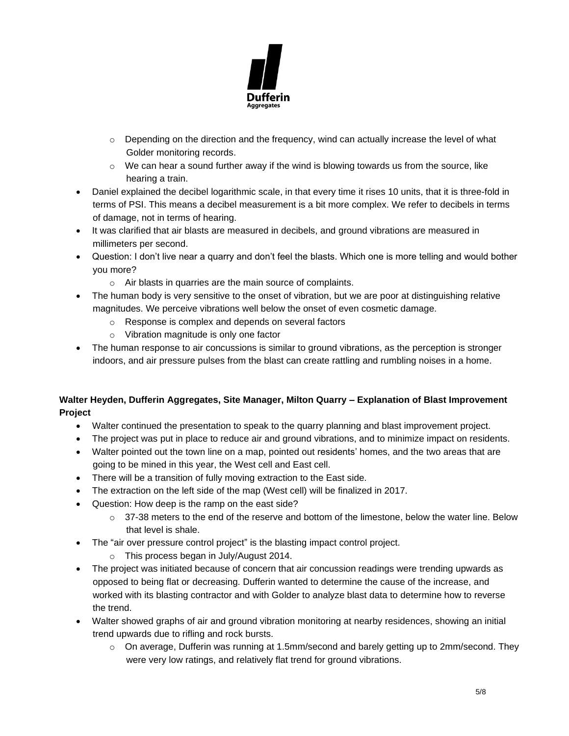- Depending on the direction and the frequency, wind can actually increase the level of what Golder monitoring records.
  - We can hear a sound further away if the wind is blowing towards us from the source, like hearing a train.
- Daniel explained the decibel logarithmic scale, in that every time it rises 10 units, that it is three-fold in terms of PSI. This means a decibel measurement is a bit more complex. We refer to decibels in terms of damage, not in terms of hearing.
- It was clarified that air blasts are measured in decibels, and ground vibrations are measured in millimeters per second.
- Question: I don't live near a quarry and don't feel the blasts. Which one is more telling and would bother you more?
  - Air blasts in quarries are the main source of complaints.
- The human body is very sensitive to the onset of vibration, but we are poor at distinguishing relative magnitudes. We perceive vibrations well below the onset of even cosmetic damage.
  - Response is complex and depends on several factors
  - Vibration magnitude is only one factor
- The human response to air concussions is similar to ground vibrations, as the perception is stronger indoors, and air pressure pulses from the blast can create rattling and rumbling noises in a home.

**Walter Heyden, Dufferin Aggregates, Site Manager, Milton Quarry – Explanation of Blast Improvement Project**

- Walter continued the presentation to speak to the quarry planning and blast improvement project.
- The project was put in place to reduce air and ground vibrations, and to minimize impact on residents.
- Walter pointed out the town line on a map, pointed out residents' homes, and the two areas that are going to be mined in this year, the West cell and East cell.
- There will be a transition of fully moving extraction to the East side.
- The extraction on the left side of the map (West cell) will be finalized in 2017.
- Question: How deep is the ramp on the east side?
  - 37-38 meters to the end of the reserve and bottom of the limestone, below the water line. Below that level is shale.
- The "air over pressure control project" is the blasting impact control project.
  - This process began in July/August 2014.
- The project was initiated because of concern that air concussion readings were trending upwards as opposed to being flat or decreasing. Dufferin wanted to determine the cause of the increase, and worked with its blasting contractor and with Golder to analyze blast data to determine how to reverse the trend.
- Walter showed graphs of air and ground vibration monitoring at nearby residences, showing an initial trend upwards due to rifling and rock bursts.
  - On average, Dufferin was running at 1.5mm/second and barely getting up to 2mm/second. They were very low ratings, and relatively flat trend for ground vibrations.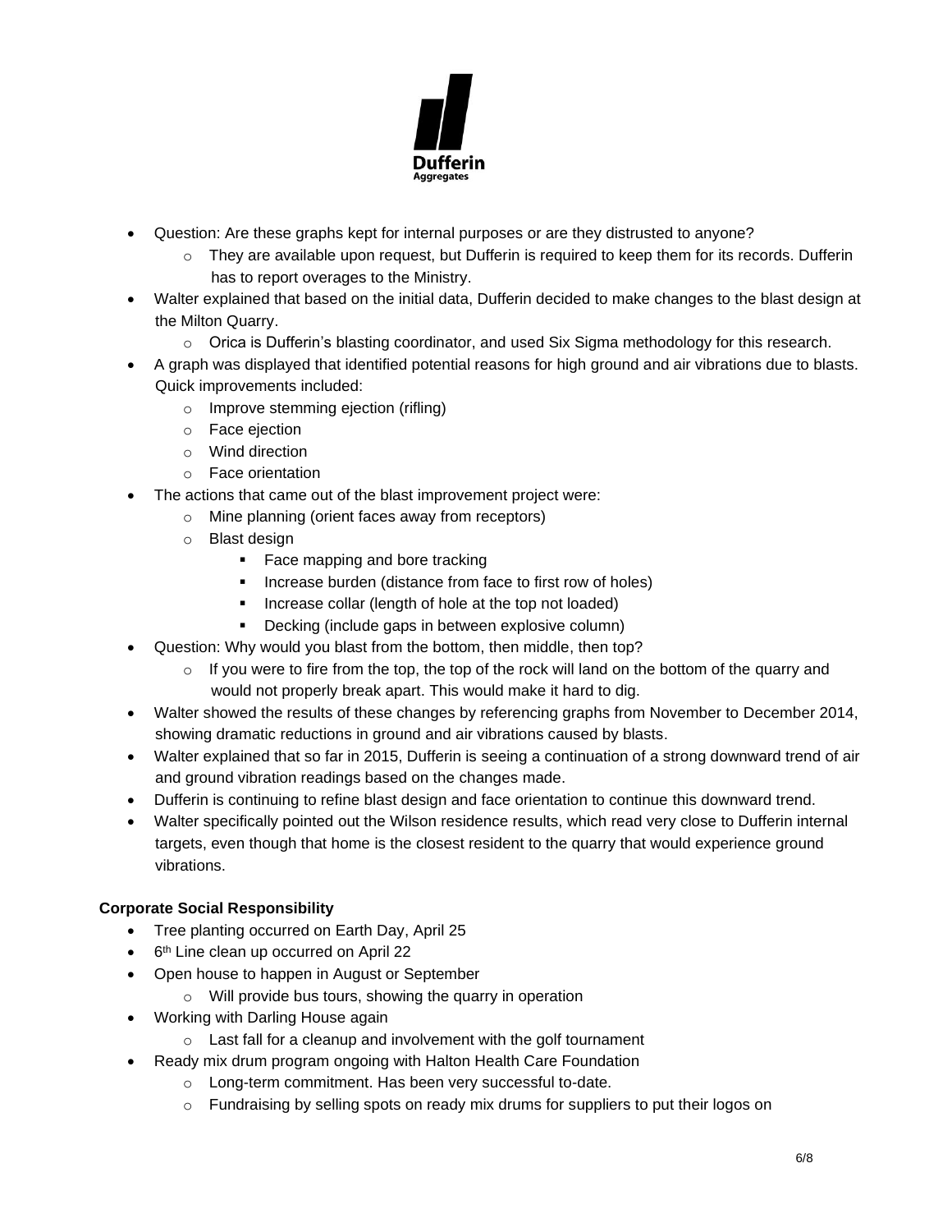- Question: Are these graphs kept for internal purposes or are they distrusted to anyone?
  - They are available upon request, but Dufferin is required to keep them for its records. Dufferin has to report overages to the Ministry.
- Walter explained that based on the initial data, Dufferin decided to make changes to the blast design at the Milton Quarry.
  - Orica is Dufferin's blasting coordinator, and used Six Sigma methodology for this research.
- A graph was displayed that identified potential reasons for high ground and air vibrations due to blasts. Quick improvements included:
  - Improve stemming ejection (rifling)
  - Face ejection
  - Wind direction
  - Face orientation
- The actions that came out of the blast improvement project were:
  - Mine planning (orient faces away from receptors)
  - Blast design
    - Face mapping and bore tracking
    - Increase burden (distance from face to first row of holes)
    - Increase collar (length of hole at the top not loaded)
    - Decking (include gaps in between explosive column)
- Question: Why would you blast from the bottom, then middle, then top?
  - If you were to fire from the top, the top of the rock will land on the bottom of the quarry and would not properly break apart. This would make it hard to dig.
- Walter showed the results of these changes by referencing graphs from November to December 2014, showing dramatic reductions in ground and air vibrations caused by blasts.
- Walter explained that so far in 2015, Dufferin is seeing a continuation of a strong downward trend of air and ground vibration readings based on the changes made.
- Dufferin is continuing to refine blast design and face orientation to continue this downward trend.
- Walter specifically pointed out the Wilson residence results, which read very close to Dufferin internal targets, even though that home is the closest resident to the quarry that would experience ground vibrations.

**Corporate Social Responsibility**

- Tree planting occurred on Earth Day, April 25
- 6th Line clean up occurred on April 22
- Open house to happen in August or September
  - Will provide bus tours, showing the quarry in operation
- Working with Darling House again
  - Last fall for a cleanup and involvement with the golf tournament
- Ready mix drum program ongoing with Halton Health Care Foundation
  - Long-term commitment. Has been very successful to-date.
  - Fundraising by selling spots on ready mix drums for suppliers to put their logos on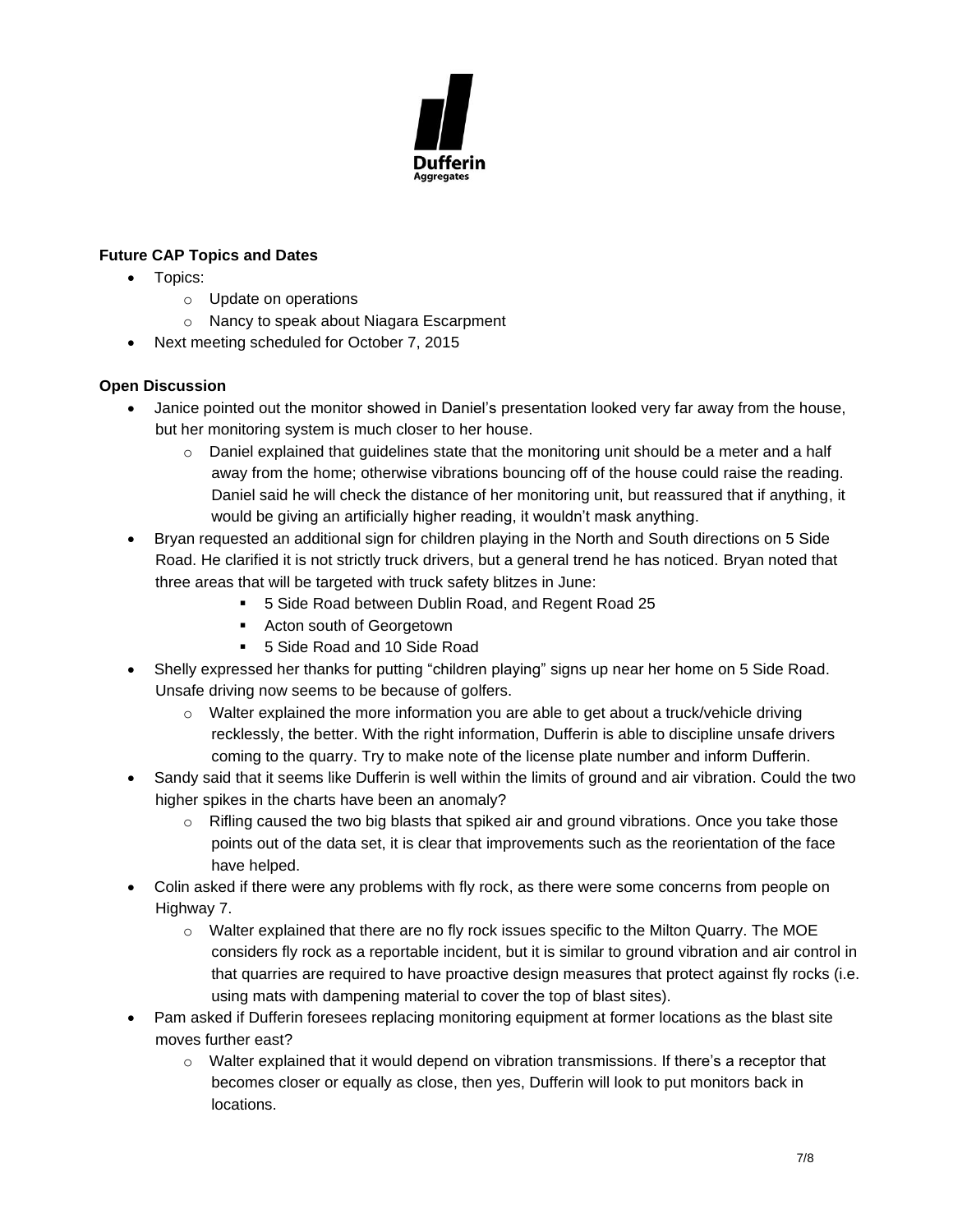**Future CAP Topics and Dates**

- Topics:
    - Update on operations
    - Nancy to speak about Niagara Escarpment
- Next meeting scheduled for October 7, 2015

**Open Discussion**

- Janice pointed out the monitor showed in Daniel's presentation looked very far away from the house, but her monitoring system is much closer to her house.
    - Daniel explained that guidelines state that the monitoring unit should be a meter and a half away from the home; otherwise vibrations bouncing off of the house could raise the reading. Daniel said he will check the distance of her monitoring unit, but reassured that if anything, it would be giving an artificially higher reading, it wouldn't mask anything.
- Bryan requested an additional sign for children playing in the North and South directions on 5 Side Road. He clarified it is not strictly truck drivers, but a general trend he has noticed. Bryan noted that three areas that will be targeted with truck safety blitzes in June:
    - 5 Side Road between Dublin Road, and Regent Road 25
    - Acton south of Georgetown
    - 5 Side Road and 10 Side Road
- Shelly expressed her thanks for putting "children playing" signs up near her home on 5 Side Road. Unsafe driving now seems to be because of golfers.
    - Walter explained the more information you are able to get about a truck/vehicle driving recklessly, the better. With the right information, Dufferin is able to discipline unsafe drivers coming to the quarry. Try to make note of the license plate number and inform Dufferin.
- Sandy said that it seems like Dufferin is well within the limits of ground and air vibration. Could the two higher spikes in the charts have been an anomaly?
    - Rifling caused the two big blasts that spiked air and ground vibrations. Once you take those points out of the data set, it is clear that improvements such as the reorientation of the face have helped.
- Colin asked if there were any problems with fly rock, as there were some concerns from people on Highway 7.
    - Walter explained that there are no fly rock issues specific to the Milton Quarry. The MOE considers fly rock as a reportable incident, but it is similar to ground vibration and air control in that quarries are required to have proactive design measures that protect against fly rocks (i.e. using mats with dampening material to cover the top of blast sites).
- Pam asked if Dufferin foresees replacing monitoring equipment at former locations as the blast site moves further east?
    - Walter explained that it would depend on vibration transmissions. If there's a receptor that becomes closer or equally as close, then yes, Dufferin will look to put monitors back in locations.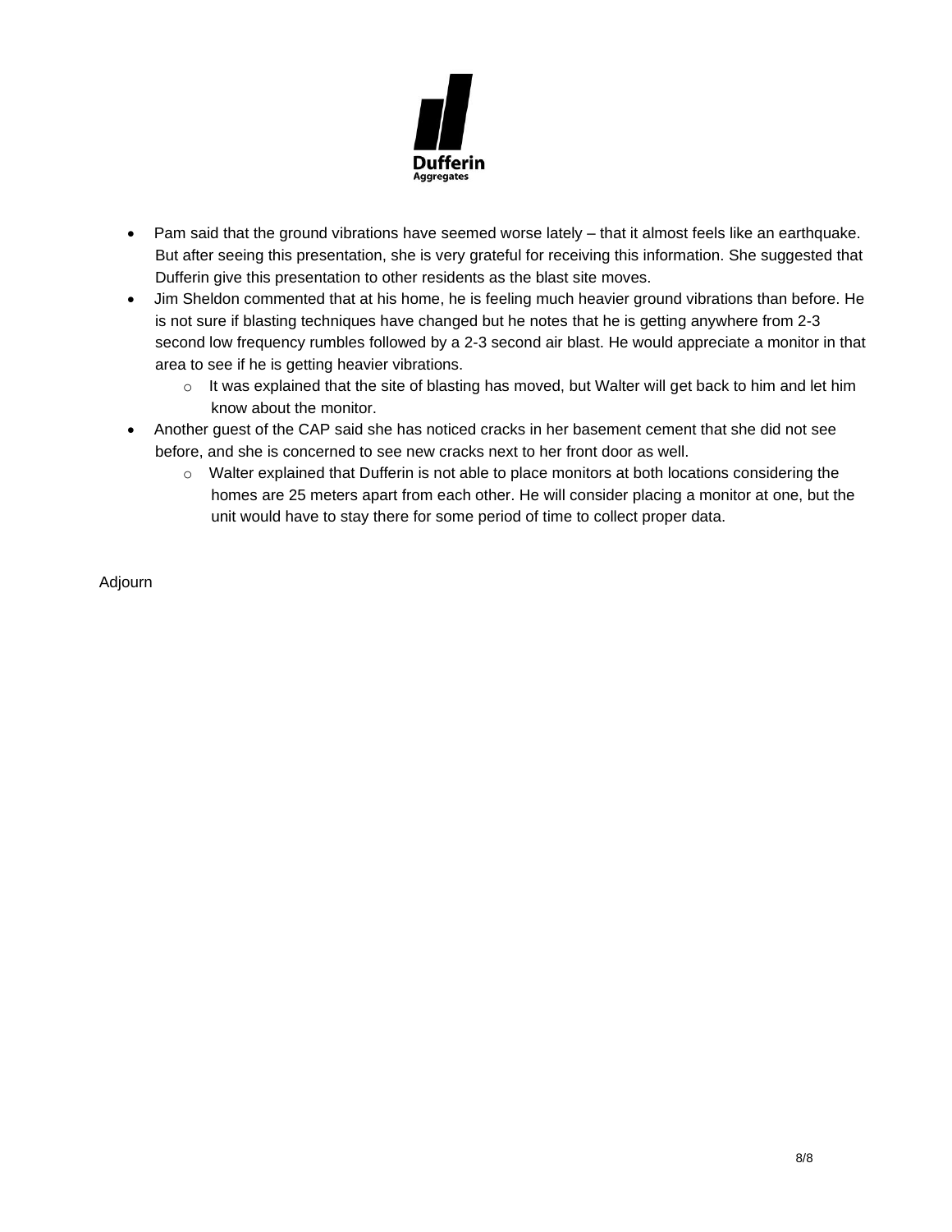- Pam said that the ground vibrations have seemed worse lately – that it almost feels like an earthquake. But after seeing this presentation, she is very grateful for receiving this information. She suggested that Dufferin give this presentation to other residents as the blast site moves.
- Jim Sheldon commented that at his home, he is feeling much heavier ground vibrations than before. He is not sure if blasting techniques have changed but he notes that he is getting anywhere from 2-3 second low frequency rumbles followed by a 2-3 second air blast. He would appreciate a monitor in that area to see if he is getting heavier vibrations.
  - It was explained that the site of blasting has moved, but Walter will get back to him and let him know about the monitor.
- Another guest of the CAP said she has noticed cracks in her basement cement that she did not see before, and she is concerned to see new cracks next to her front door as well.
  - Walter explained that Dufferin is not able to place monitors at both locations considering the homes are 25 meters apart from each other. He will consider placing a monitor at one, but the unit would have to stay there for some period of time to collect proper data.

Adjourn